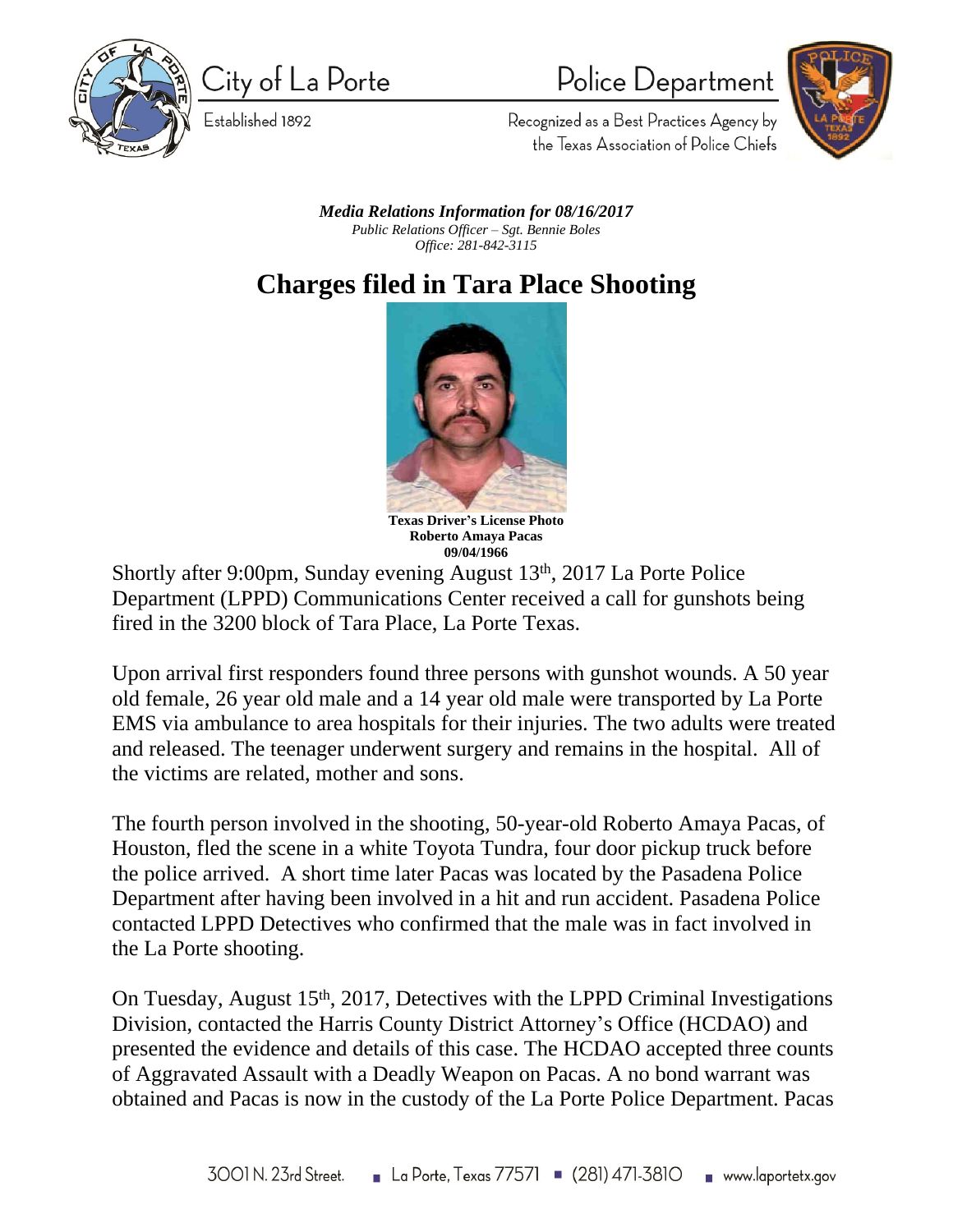City of La Porte

Established 1892

Police Department

Recognized as a Best Practices Agency by the Texas Association of Police Chiefs

***Media Relations Information for 08/16/2017***

*Public Relations Officer – Sgt. Bennie Boles*

*Office: 281-842-3115*

# Charges filed in Tara Place Shooting

**Texas Driver's License Photo**
**Roberto Amaya Pacas**
**09/04/1966**

Shortly after 9:00pm, Sunday evening August 13th, 2017 La Porte Police Department (LPPD) Communications Center received a call for gunshots being fired in the 3200 block of Tara Place, La Porte Texas.

Upon arrival first responders found three persons with gunshot wounds. A 50 year old female, 26 year old male and a 14 year old male were transported by La Porte EMS via ambulance to area hospitals for their injuries. The two adults were treated and released. The teenager underwent surgery and remains in the hospital. All of the victims are related, mother and sons.

The fourth person involved in the shooting, 50-year-old Roberto Amaya Pacas, of Houston, fled the scene in a white Toyota Tundra, four door pickup truck before the police arrived. A short time later Pacas was located by the Pasadena Police Department after having been involved in a hit and run accident. Pasadena Police contacted LPPD Detectives who confirmed that the male was in fact involved in the La Porte shooting.

On Tuesday, August 15th, 2017, Detectives with the LPPD Criminal Investigations Division, contacted the Harris County District Attorney's Office (HCDAO) and presented the evidence and details of this case. The HCDAO accepted three counts of Aggravated Assault with a Deadly Weapon on Pacas. A no bond warrant was obtained and Pacas is now in the custody of the La Porte Police Department. Pacas

3001 N. 23rd Street. ▪ La Porte, Texas 77571 ▪ (281) 471-3810 ▪ www.laportetx.gov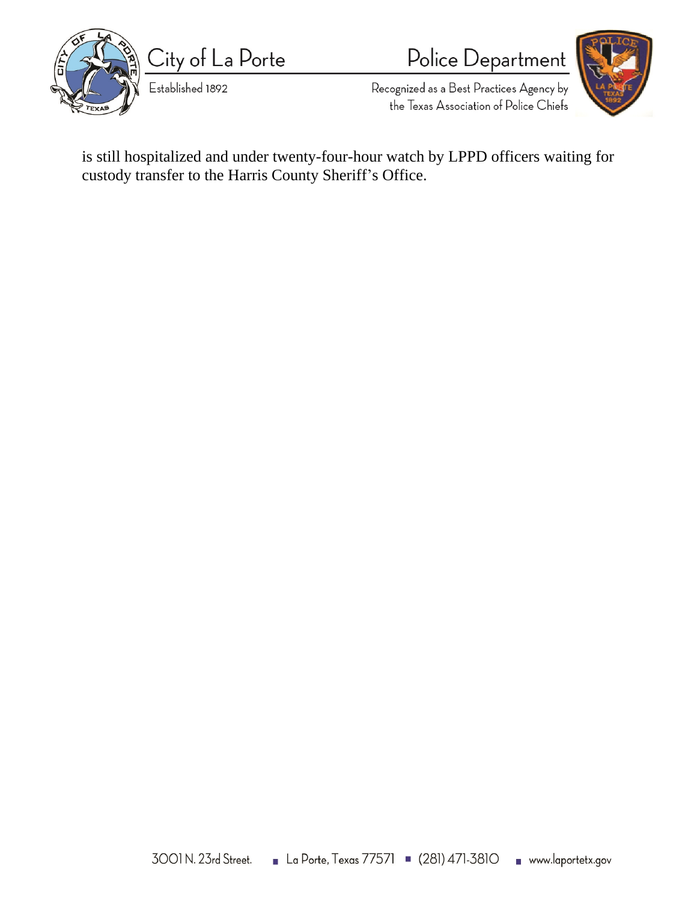is still hospitalized and under twenty-four-hour watch by LPPD officers waiting for custody transfer to the Harris County Sheriff's Office.